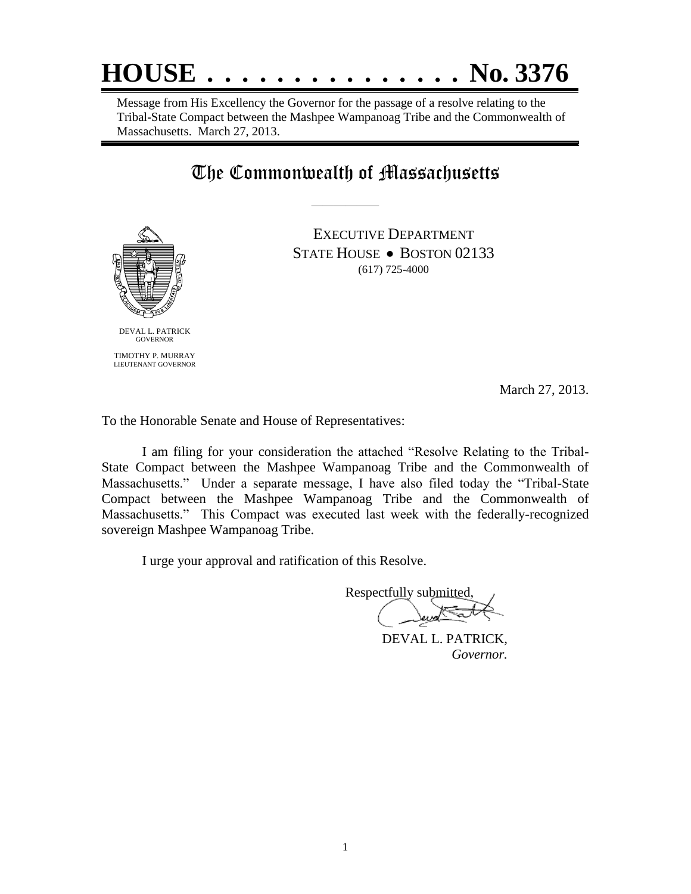# HOUSE . . . . . . . . . . . . . . . No. 3376

Message from His Excellency the Governor for the passage of a resolve relating to the Tribal-State Compact between the Mashpee Wampanoag Tribe and the Commonwealth of Massachusetts. March 27, 2013.

## The Commonwealth of Massachusetts

EXECUTIVE DEPARTMENT
STATE HOUSE • BOSTON 02133
(617) 725-4000

DEVAL L. PATRICK
GOVERNOR

TIMOTHY P. MURRAY
LIEUTENANT GOVERNOR

March 27, 2013.

To the Honorable Senate and House of Representatives:

I am filing for your consideration the attached "Resolve Relating to the Tribal-State Compact between the Mashpee Wampanoag Tribe and the Commonwealth of Massachusetts." Under a separate message, I have also filed today the "Tribal-State Compact between the Mashpee Wampanoag Tribe and the Commonwealth of Massachusetts." This Compact was executed last week with the federally-recognized sovereign Mashpee Wampanoag Tribe.

I urge your approval and ratification of this Resolve.

Respectfully submitted,

DEVAL L. PATRICK,
*Governor.*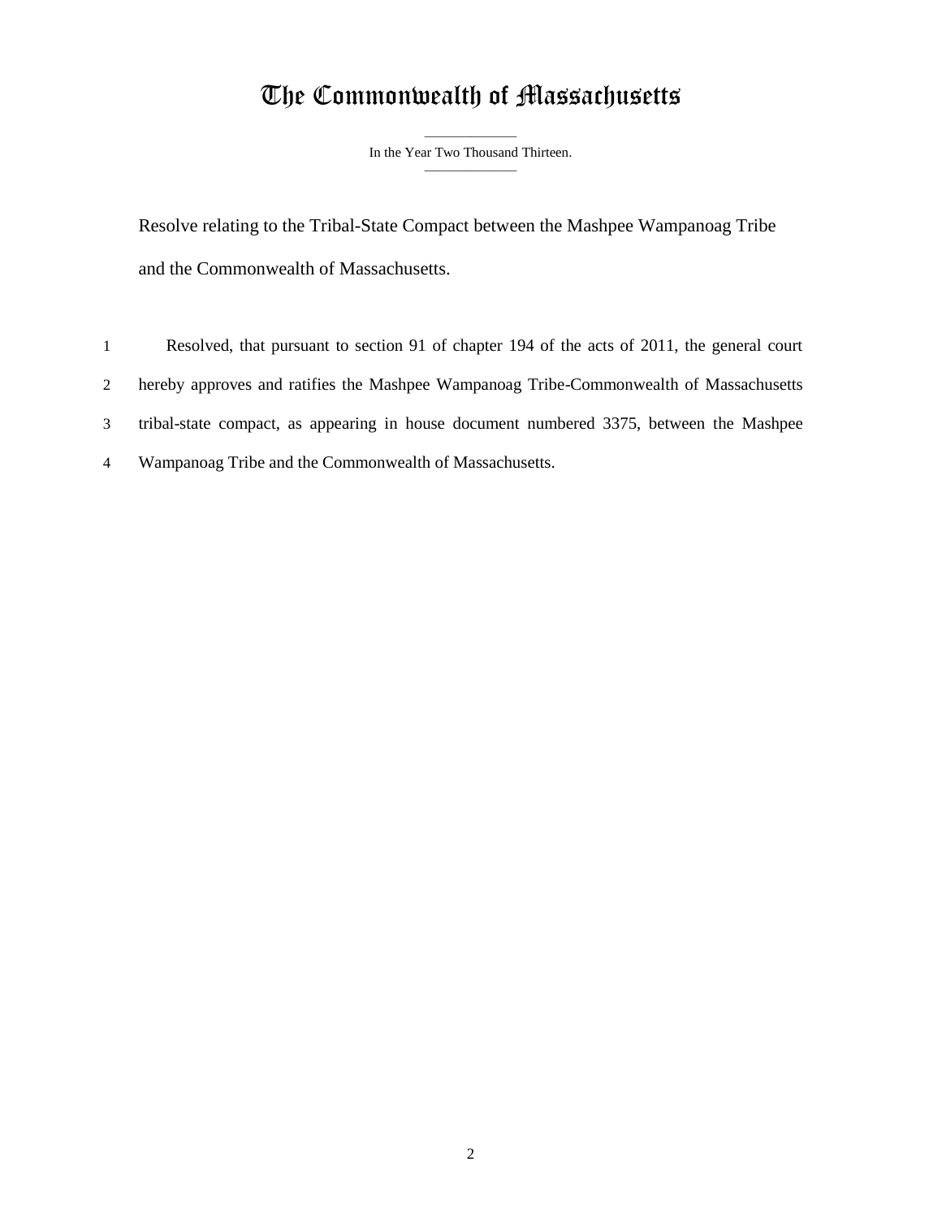# The Commonwealth of Massachusetts

In the Year Two Thousand Thirteen.

Resolve relating to the Tribal-State Compact between the Mashpee Wampanoag Tribe and the Commonwealth of Massachusetts.

Resolved, that pursuant to section 91 of chapter 194 of the acts of 2011, the general court hereby approves and ratifies the Mashpee Wampanoag Tribe-Commonwealth of Massachusetts tribal-state compact, as appearing in house document numbered 3375, between the Mashpee Wampanoag Tribe and the Commonwealth of Massachusetts.